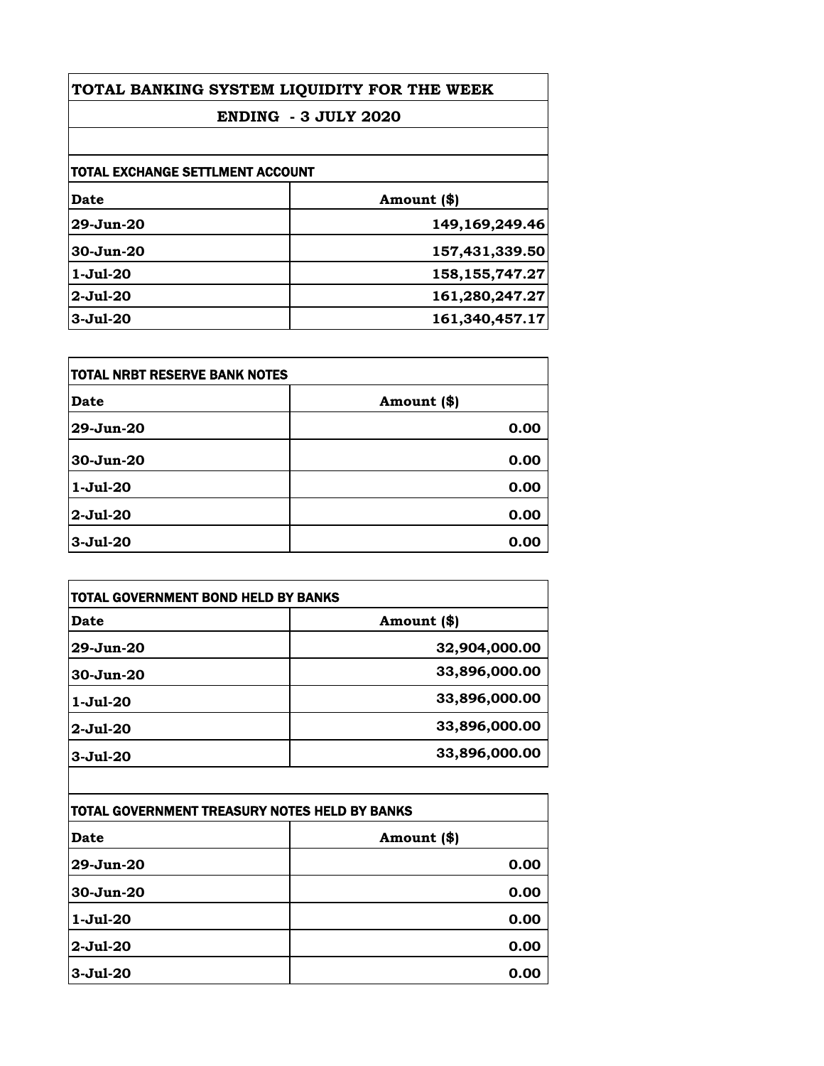# TOTAL BANKING SYSTEM LIQUIDITY FOR THE WEEK

## ENDING - 3 JULY 2020

### TOTAL EXCHANGE SETTLMENT ACCOUNT

| Date | Amount ($) |
|---|---:|
| 29-Jun-20 | 149,169,249.46 |
| 30-Jun-20 | 157,431,339.50 |
| 1-Jul-20 | 158,155,747.27 |
| 2-Jul-20 | 161,280,247.27 |
| 3-Jul-20 | 161,340,457.17 |

### TOTAL NRBT RESERVE BANK NOTES

| Date | Amount ($) |
|---|---:|
| 29-Jun-20 | 0.00 |
| 30-Jun-20 | 0.00 |
| 1-Jul-20 | 0.00 |
| 2-Jul-20 | 0.00 |
| 3-Jul-20 | 0.00 |

### TOTAL GOVERNMENT BOND HELD BY BANKS

| Date | Amount ($) |
|---|---:|
| 29-Jun-20 | 32,904,000.00 |
| 30-Jun-20 | 33,896,000.00 |
| 1-Jul-20 | 33,896,000.00 |
| 2-Jul-20 | 33,896,000.00 |
| 3-Jul-20 | 33,896,000.00 |

### TOTAL GOVERNMENT TREASURY NOTES HELD BY BANKS

| Date | Amount ($) |
|---|---:|
| 29-Jun-20 | 0.00 |
| 30-Jun-20 | 0.00 |
| 1-Jul-20 | 0.00 |
| 2-Jul-20 | 0.00 |
| 3-Jul-20 | 0.00 |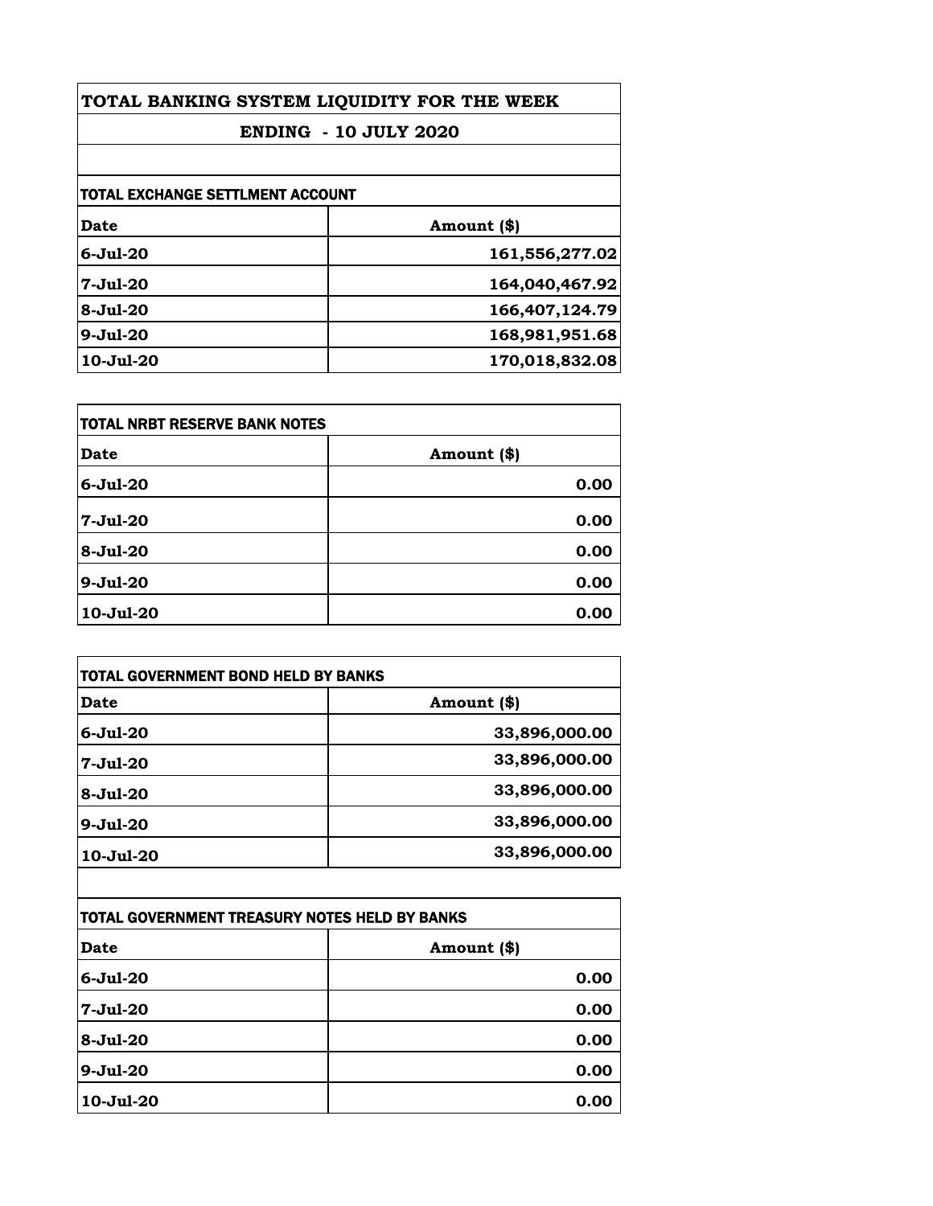# TOTAL BANKING SYSTEM LIQUIDITY FOR THE WEEK

## ENDING - 10 JULY 2020

### TOTAL EXCHANGE SETTLMENT ACCOUNT

| Date | Amount ($) |
|---|---|
| 6-Jul-20 | 161,556,277.02 |
| 7-Jul-20 | 164,040,467.92 |
| 8-Jul-20 | 166,407,124.79 |
| 9-Jul-20 | 168,981,951.68 |
| 10-Jul-20 | 170,018,832.08 |

### TOTAL NRBT RESERVE BANK NOTES

| Date | Amount ($) |
|---|---|
| 6-Jul-20 | 0.00 |
| 7-Jul-20 | 0.00 |
| 8-Jul-20 | 0.00 |
| 9-Jul-20 | 0.00 |
| 10-Jul-20 | 0.00 |

### TOTAL GOVERNMENT BOND HELD BY BANKS

| Date | Amount ($) |
|---|---|
| 6-Jul-20 | 33,896,000.00 |
| 7-Jul-20 | 33,896,000.00 |
| 8-Jul-20 | 33,896,000.00 |
| 9-Jul-20 | 33,896,000.00 |
| 10-Jul-20 | 33,896,000.00 |

### TOTAL GOVERNMENT TREASURY NOTES HELD BY BANKS

| Date | Amount ($) |
|---|---|
| 6-Jul-20 | 0.00 |
| 7-Jul-20 | 0.00 |
| 8-Jul-20 | 0.00 |
| 9-Jul-20 | 0.00 |
| 10-Jul-20 | 0.00 |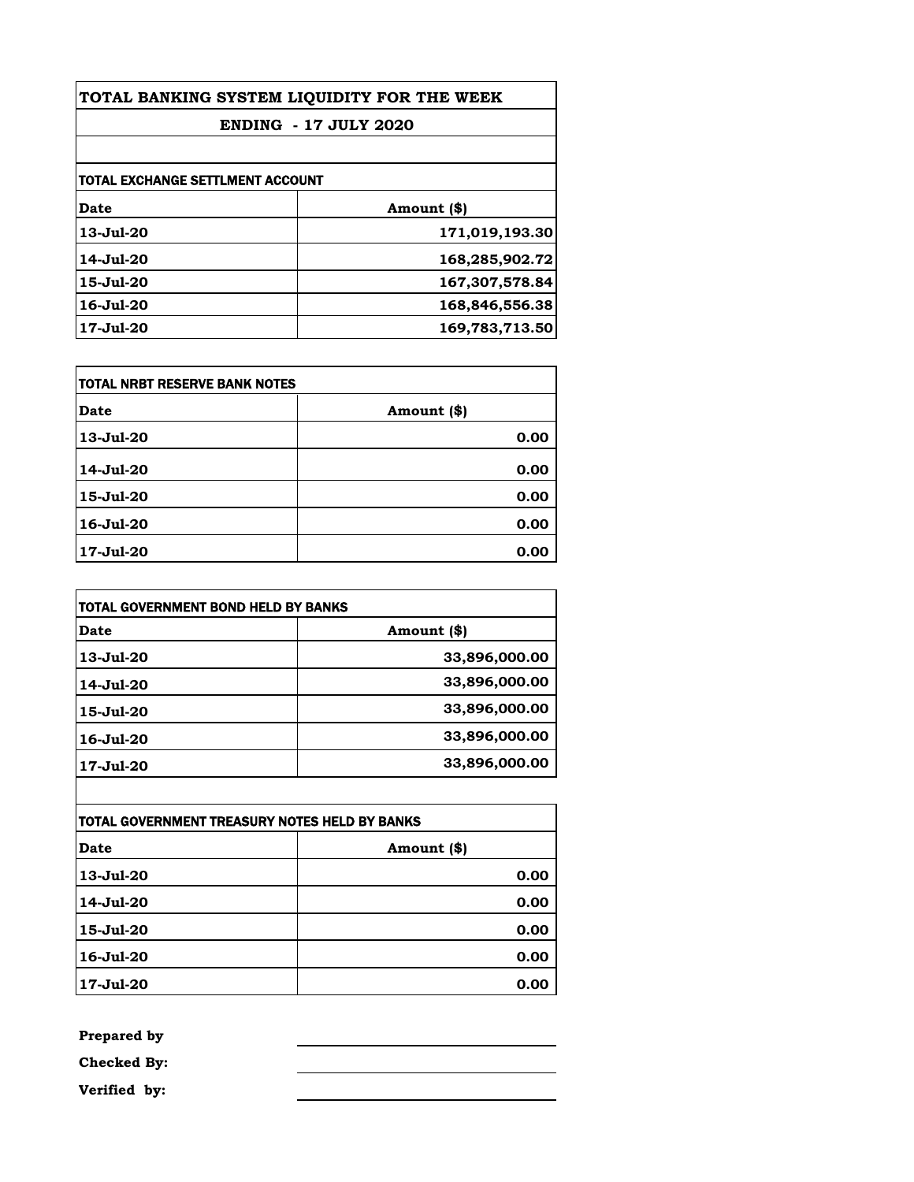# TOTAL BANKING SYSTEM LIQUIDITY FOR THE WEEK

## ENDING - 17 JULY 2020

### TOTAL EXCHANGE SETTLMENT ACCOUNT

| Date | Amount ($) |
|---|---|
| 13-Jul-20 | 171,019,193.30 |
| 14-Jul-20 | 168,285,902.72 |
| 15-Jul-20 | 167,307,578.84 |
| 16-Jul-20 | 168,846,556.38 |
| 17-Jul-20 | 169,783,713.50 |

### TOTAL NRBT RESERVE BANK NOTES

| Date | Amount ($) |
|---|---|
| 13-Jul-20 | 0.00 |
| 14-Jul-20 | 0.00 |
| 15-Jul-20 | 0.00 |
| 16-Jul-20 | 0.00 |
| 17-Jul-20 | 0.00 |

### TOTAL GOVERNMENT BOND HELD BY BANKS

| Date | Amount ($) |
|---|---|
| 13-Jul-20 | 33,896,000.00 |
| 14-Jul-20 | 33,896,000.00 |
| 15-Jul-20 | 33,896,000.00 |
| 16-Jul-20 | 33,896,000.00 |
| 17-Jul-20 | 33,896,000.00 |

### TOTAL GOVERNMENT TREASURY NOTES HELD BY BANKS

| Date | Amount ($) |
|---|---|
| 13-Jul-20 | 0.00 |
| 14-Jul-20 | 0.00 |
| 15-Jul-20 | 0.00 |
| 16-Jul-20 | 0.00 |
| 17-Jul-20 | 0.00 |

**Prepared by** ____________________

**Checked By:** ____________________

**Verified by:** ____________________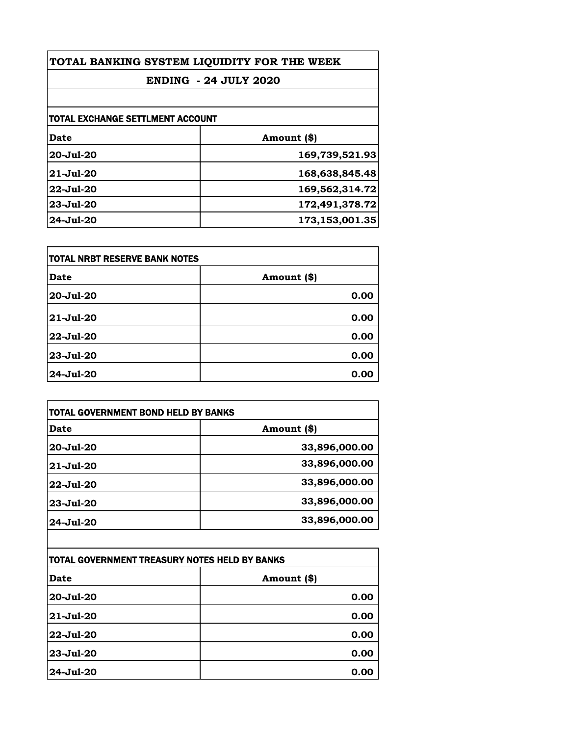# TOTAL BANKING SYSTEM LIQUIDITY FOR THE WEEK

## ENDING - 24 JULY 2020

### TOTAL EXCHANGE SETTLMENT ACCOUNT

| Date | Amount ($) |
|---|---|
| 20-Jul-20 | 169,739,521.93 |
| 21-Jul-20 | 168,638,845.48 |
| 22-Jul-20 | 169,562,314.72 |
| 23-Jul-20 | 172,491,378.72 |
| 24-Jul-20 | 173,153,001.35 |

### TOTAL NRBT RESERVE BANK NOTES

| Date | Amount ($) |
|---|---|
| 20-Jul-20 | 0.00 |
| 21-Jul-20 | 0.00 |
| 22-Jul-20 | 0.00 |
| 23-Jul-20 | 0.00 |
| 24-Jul-20 | 0.00 |

### TOTAL GOVERNMENT BOND HELD BY BANKS

| Date | Amount ($) |
|---|---|
| 20-Jul-20 | 33,896,000.00 |
| 21-Jul-20 | 33,896,000.00 |
| 22-Jul-20 | 33,896,000.00 |
| 23-Jul-20 | 33,896,000.00 |
| 24-Jul-20 | 33,896,000.00 |

### TOTAL GOVERNMENT TREASURY NOTES HELD BY BANKS

| Date | Amount ($) |
|---|---|
| 20-Jul-20 | 0.00 |
| 21-Jul-20 | 0.00 |
| 22-Jul-20 | 0.00 |
| 23-Jul-20 | 0.00 |
| 24-Jul-20 | 0.00 |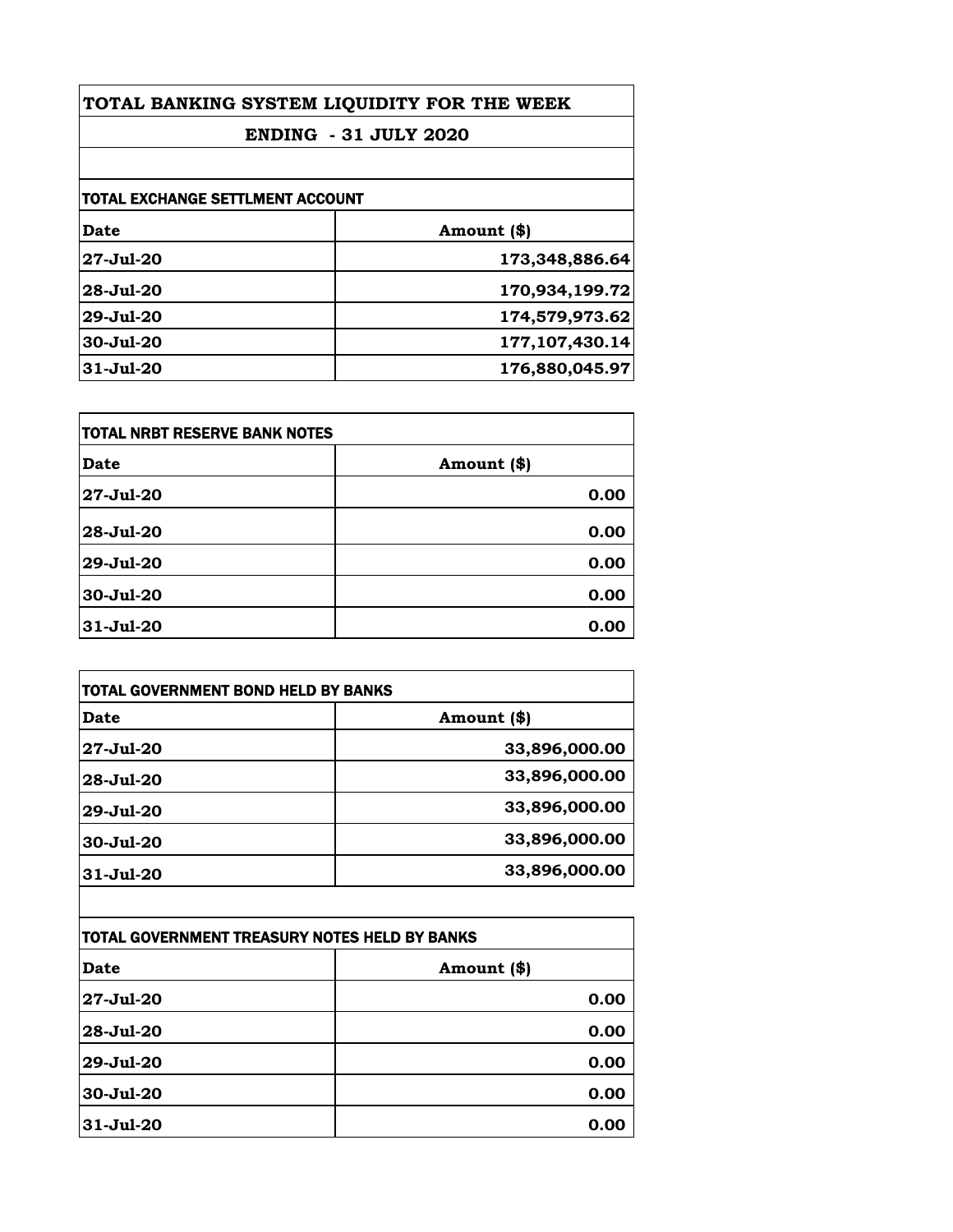# TOTAL BANKING SYSTEM LIQUIDITY FOR THE WEEK

## ENDING - 31 JULY 2020

### TOTAL EXCHANGE SETTLMENT ACCOUNT

| Date | Amount ($) |
|---|---|
| 27-Jul-20 | 173,348,886.64 |
| 28-Jul-20 | 170,934,199.72 |
| 29-Jul-20 | 174,579,973.62 |
| 30-Jul-20 | 177,107,430.14 |
| 31-Jul-20 | 176,880,045.97 |

### TOTAL NRBT RESERVE BANK NOTES

| Date | Amount ($) |
|---|---|
| 27-Jul-20 | 0.00 |
| 28-Jul-20 | 0.00 |
| 29-Jul-20 | 0.00 |
| 30-Jul-20 | 0.00 |
| 31-Jul-20 | 0.00 |

### TOTAL GOVERNMENT BOND HELD BY BANKS

| Date | Amount ($) |
|---|---|
| 27-Jul-20 | 33,896,000.00 |
| 28-Jul-20 | 33,896,000.00 |
| 29-Jul-20 | 33,896,000.00 |
| 30-Jul-20 | 33,896,000.00 |
| 31-Jul-20 | 33,896,000.00 |

### TOTAL GOVERNMENT TREASURY NOTES HELD BY BANKS

| Date | Amount ($) |
|---|---|
| 27-Jul-20 | 0.00 |
| 28-Jul-20 | 0.00 |
| 29-Jul-20 | 0.00 |
| 30-Jul-20 | 0.00 |
| 31-Jul-20 | 0.00 |